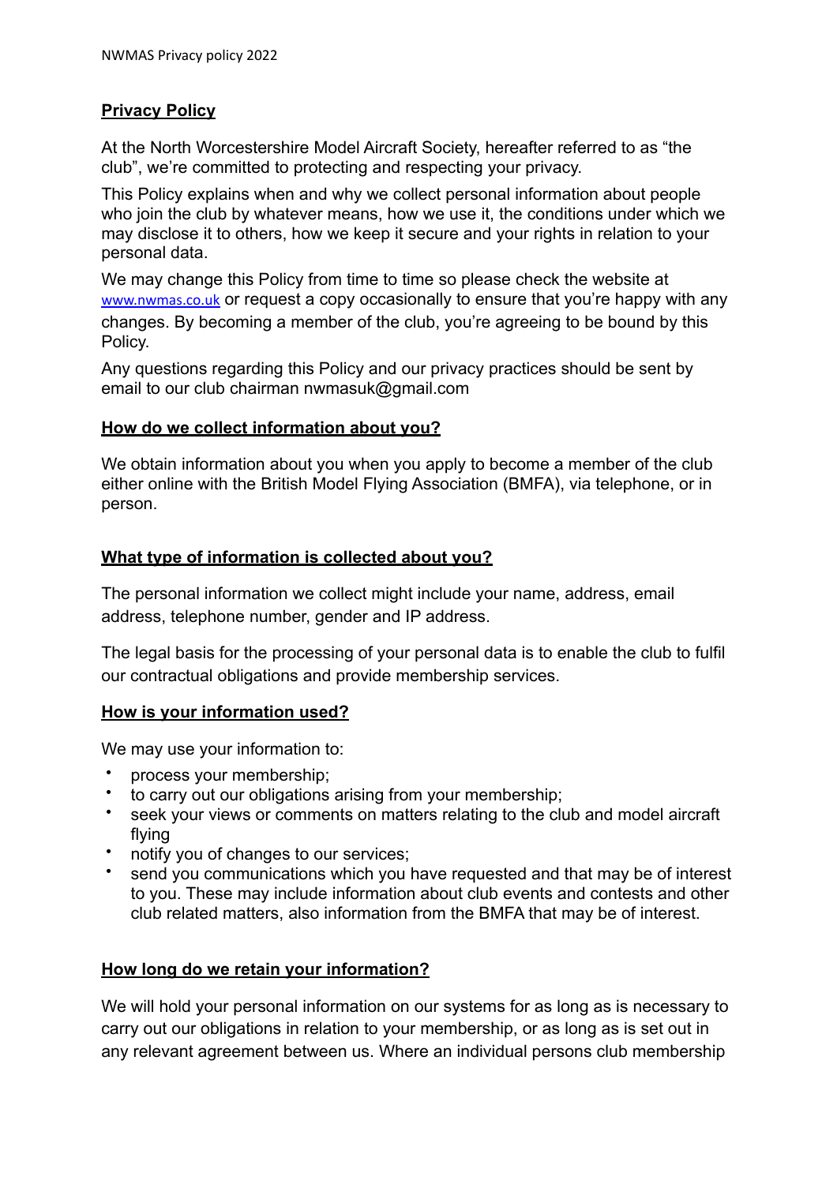## Privacy Policy

At the North Worcestershire Model Aircraft Society, hereafter referred to as "the club", we're committed to protecting and respecting your privacy.

This Policy explains when and why we collect personal information about people who join the club by whatever means, how we use it, the conditions under which we may disclose it to others, how we keep it secure and your rights in relation to your personal data.

We may change this Policy from time to time so please check the website at www.nwmas.co.uk or request a copy occasionally to ensure that you're happy with any changes. By becoming a member of the club, you're agreeing to be bound by this Policy.

Any questions regarding this Policy and our privacy practices should be sent by email to our club chairman nwmasuk@gmail.com

## How do we collect information about you?

We obtain information about you when you apply to become a member of the club either online with the British Model Flying Association (BMFA), via telephone, or in person.

## What type of information is collected about you?

The personal information we collect might include your name, address, email address, telephone number, gender and IP address.

The legal basis for the processing of your personal data is to enable the club to fulfil our contractual obligations and provide membership services.

## How is your information used?

We may use your information to:

- process your membership;
- to carry out our obligations arising from your membership;
- seek your views or comments on matters relating to the club and model aircraft flying
- notify you of changes to our services;
- send you communications which you have requested and that may be of interest to you. These may include information about club events and contests and other club related matters, also information from the BMFA that may be of interest.

## How long do we retain your information?

We will hold your personal information on our systems for as long as is necessary to carry out our obligations in relation to your membership, or as long as is set out in any relevant agreement between us. Where an individual persons club membership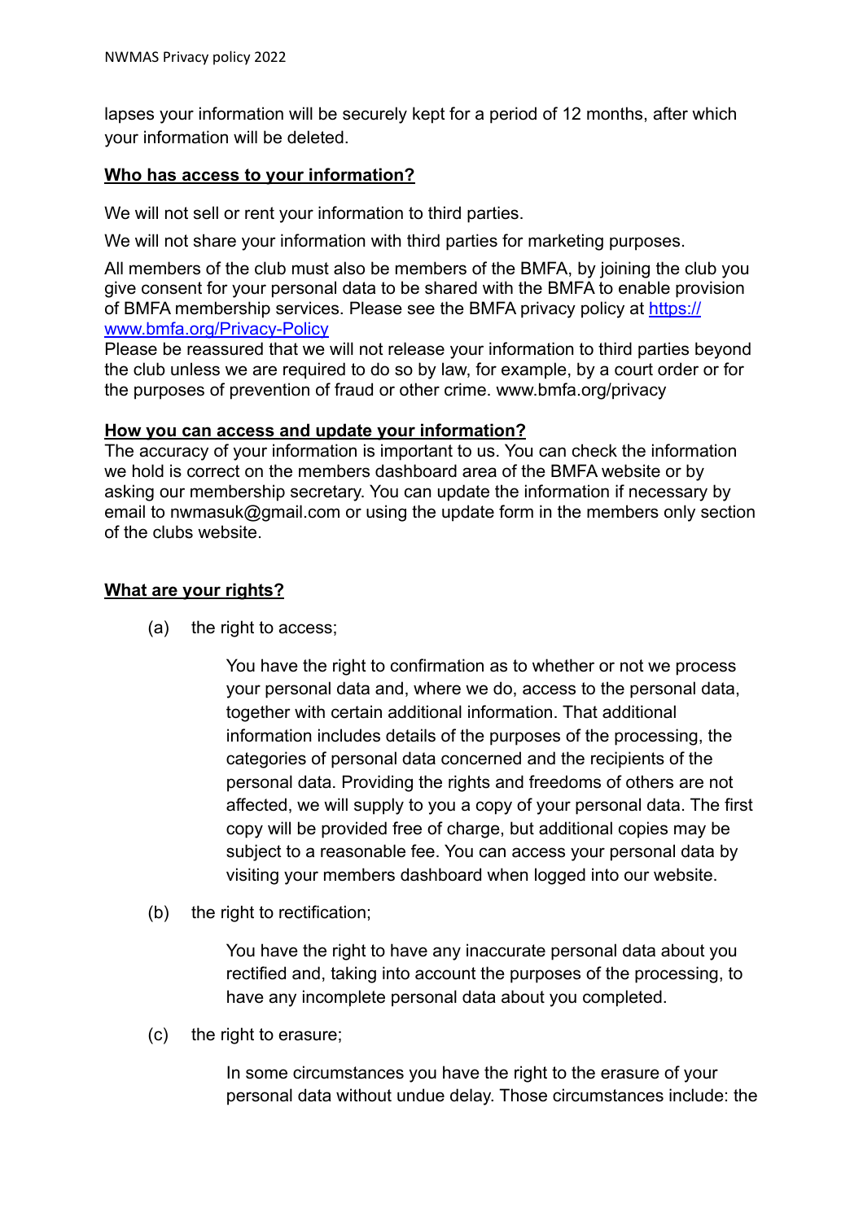lapses your information will be securely kept for a period of 12 months, after which your information will be deleted.

## **Who has access to your information?**

We will not sell or rent your information to third parties.

We will not share your information with third parties for marketing purposes.

All members of the club must also be members of the BMFA, by joining the club you give consent for your personal data to be shared with the BMFA to enable provision of BMFA membership services. Please see the BMFA privacy policy at [https://www.bmfa.org/Privacy-Policy](https://www.bmfa.org/Privacy-Policy)

Please be reassured that we will not release your information to third parties beyond the club unless we are required to do so by law, for example, by a court order or for the purposes of prevention of fraud or other crime. www.bmfa.org/privacy

## **How you can access and update your information?**

The accuracy of your information is important to us. You can check the information we hold is correct on the members dashboard area of the BMFA website or by asking our membership secretary. You can update the information if necessary by email to nwmasuk@gmail.com or using the update form in the members only section of the clubs website.

## **What are your rights?**

(a) the right to access;

> You have the right to confirmation as to whether or not we process your personal data and, where we do, access to the personal data, together with certain additional information. That additional information includes details of the purposes of the processing, the categories of personal data concerned and the recipients of the personal data. Providing the rights and freedoms of others are not affected, we will supply to you a copy of your personal data. The first copy will be provided free of charge, but additional copies may be subject to a reasonable fee. You can access your personal data by visiting your members dashboard when logged into our website.

(b) the right to rectification;

> You have the right to have any inaccurate personal data about you rectified and, taking into account the purposes of the processing, to have any incomplete personal data about you completed.

(c) the right to erasure;

> In some circumstances you have the right to the erasure of your personal data without undue delay. Those circumstances include: the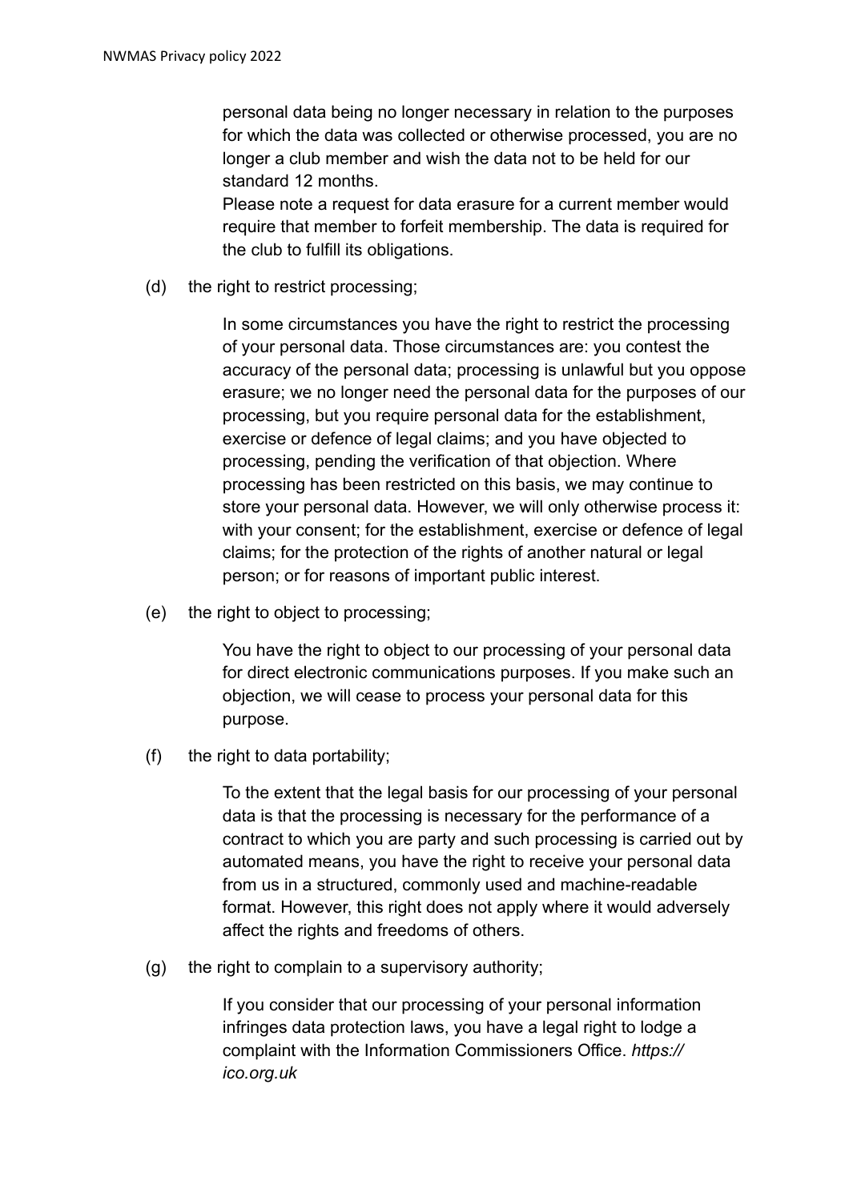personal data being no longer necessary in relation to the purposes for which the data was collected or otherwise processed, you are no longer a club member and wish the data not to be held for our standard 12 months.
Please note a request for data erasure for a current member would require that member to forfeit membership. The data is required for the club to fulfill its obligations.

(d) the right to restrict processing;

In some circumstances you have the right to restrict the processing of your personal data. Those circumstances are: you contest the accuracy of the personal data; processing is unlawful but you oppose erasure; we no longer need the personal data for the purposes of our processing, but you require personal data for the establishment, exercise or defence of legal claims; and you have objected to processing, pending the verification of that objection. Where processing has been restricted on this basis, we may continue to store your personal data. However, we will only otherwise process it: with your consent; for the establishment, exercise or defence of legal claims; for the protection of the rights of another natural or legal person; or for reasons of important public interest.

(e) the right to object to processing;

You have the right to object to our processing of your personal data for direct electronic communications purposes. If you make such an objection, we will cease to process your personal data for this purpose.

(f) the right to data portability;

To the extent that the legal basis for our processing of your personal data is that the processing is necessary for the performance of a contract to which you are party and such processing is carried out by automated means, you have the right to receive your personal data from us in a structured, commonly used and machine-readable format. However, this right does not apply where it would adversely affect the rights and freedoms of others.

(g) the right to complain to a supervisory authority;

If you consider that our processing of your personal information infringes data protection laws, you have a legal right to lodge a complaint with the Information Commissioners Office. *https://ico.org.uk*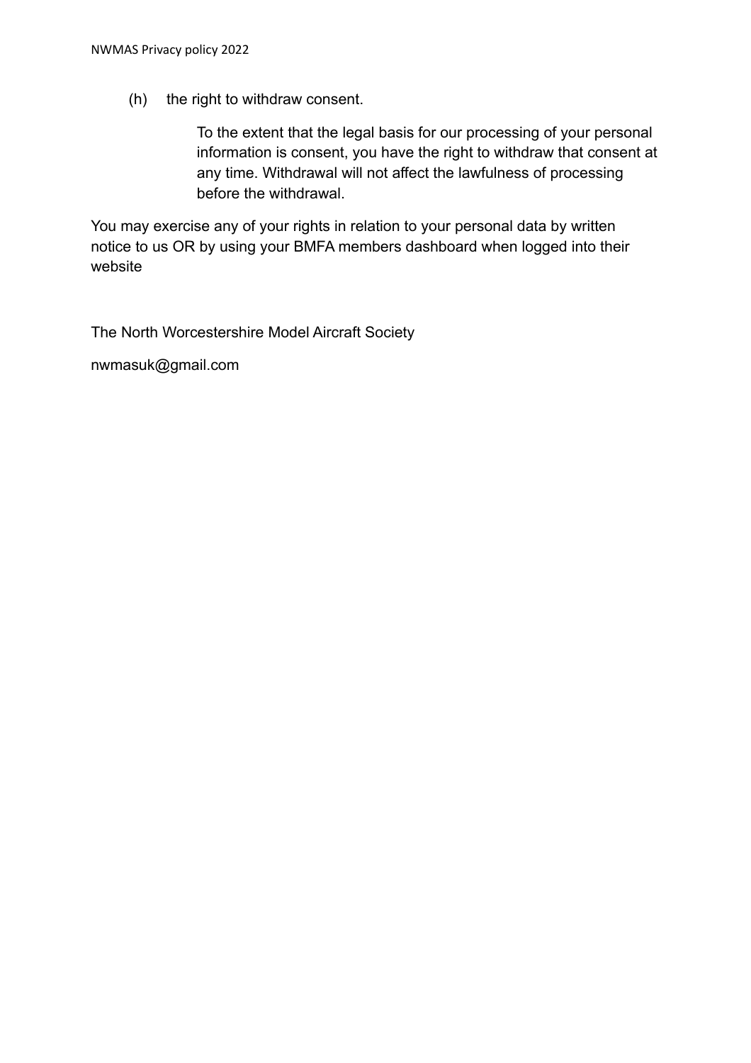(h) the right to withdraw consent.

To the extent that the legal basis for our processing of your personal information is consent, you have the right to withdraw that consent at any time. Withdrawal will not affect the lawfulness of processing before the withdrawal.

You may exercise any of your rights in relation to your personal data by written notice to us OR by using your BMFA members dashboard when logged into their website

The North Worcestershire Model Aircraft Society

nwmasuk@gmail.com